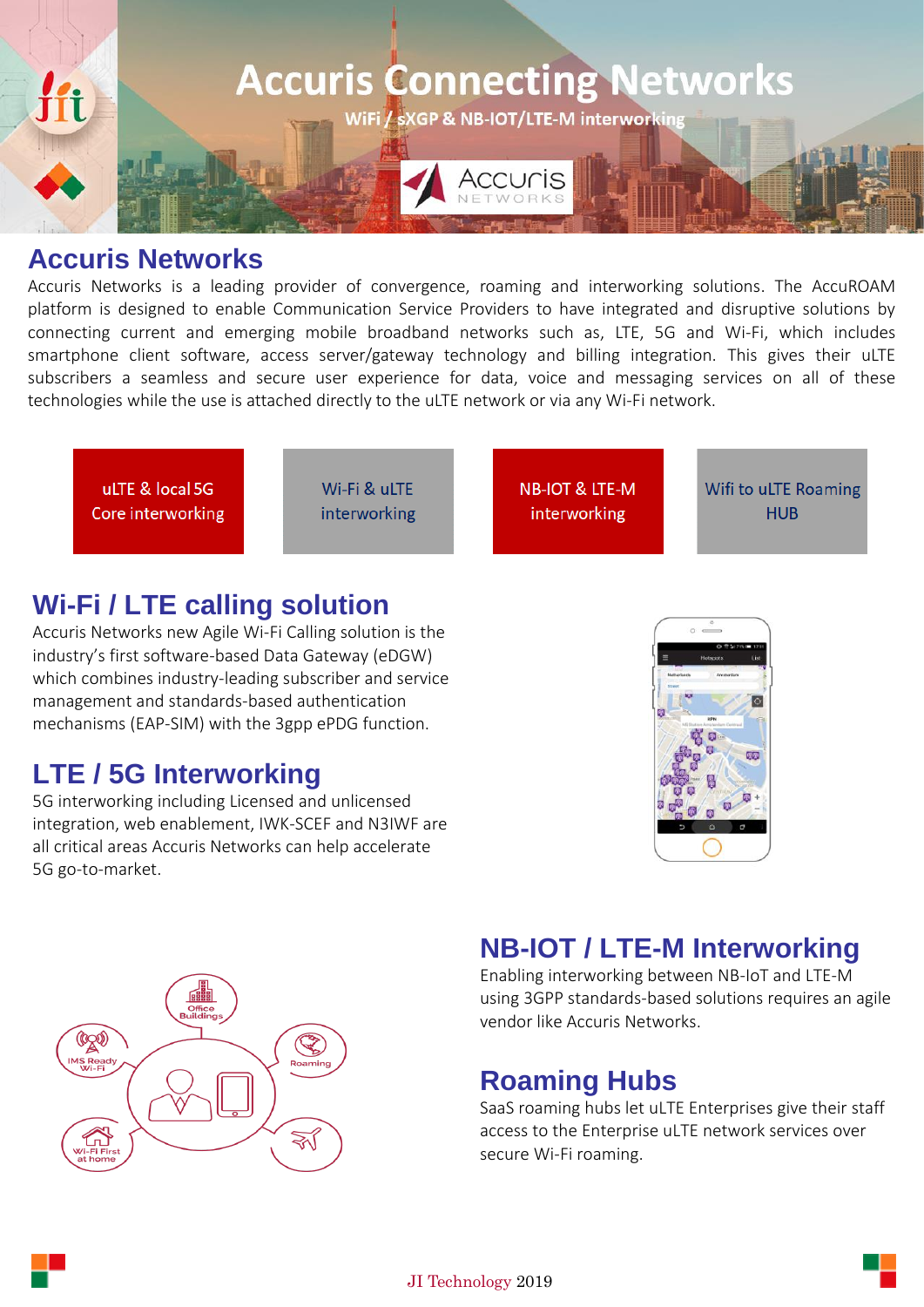# Accuris Connecting Networks

WiFi / sXGP & NB-IOT/LTE-M interworking

## Accuris Networks

Accuris Networks is a leading provider of convergence, roaming and interworking solutions. The AccuROAM platform is designed to enable Communication Service Providers to have integrated and disruptive solutions by connecting current and emerging mobile broadband networks such as, LTE, 5G and Wi-Fi, which includes smartphone client software, access server/gateway technology and billing integration. This gives their uLTE subscribers a seamless and secure user experience for data, voice and messaging services on all of these technologies while the use is attached directly to the uLTE network or via any Wi-Fi network.

uLTE & local 5G Core interworking

Wi-Fi & uLTE interworking

NB-IOT & LTE-M interworking

Wifi to uLTE Roaming HUB

## Wi-Fi / LTE calling solution

Accuris Networks new Agile Wi-Fi Calling solution is the industry's first software-based Data Gateway (eDGW) which combines industry-leading subscriber and service management and standards-based authentication mechanisms (EAP-SIM) with the 3gpp ePDG function.

## LTE / 5G Interworking

5G interworking including Licensed and unlicensed integration, web enablement, IWK-SCEF and N3IWF are all critical areas Accuris Networks can help accelerate 5G go-to-market.

## NB-IOT / LTE-M Interworking

Enabling interworking between NB-IoT and LTE-M using 3GPP standards-based solutions requires an agile vendor like Accuris Networks.

## Roaming Hubs

SaaS roaming hubs let uLTE Enterprises give their staff access to the Enterprise uLTE network services over secure Wi-Fi roaming.

JI Technology 2019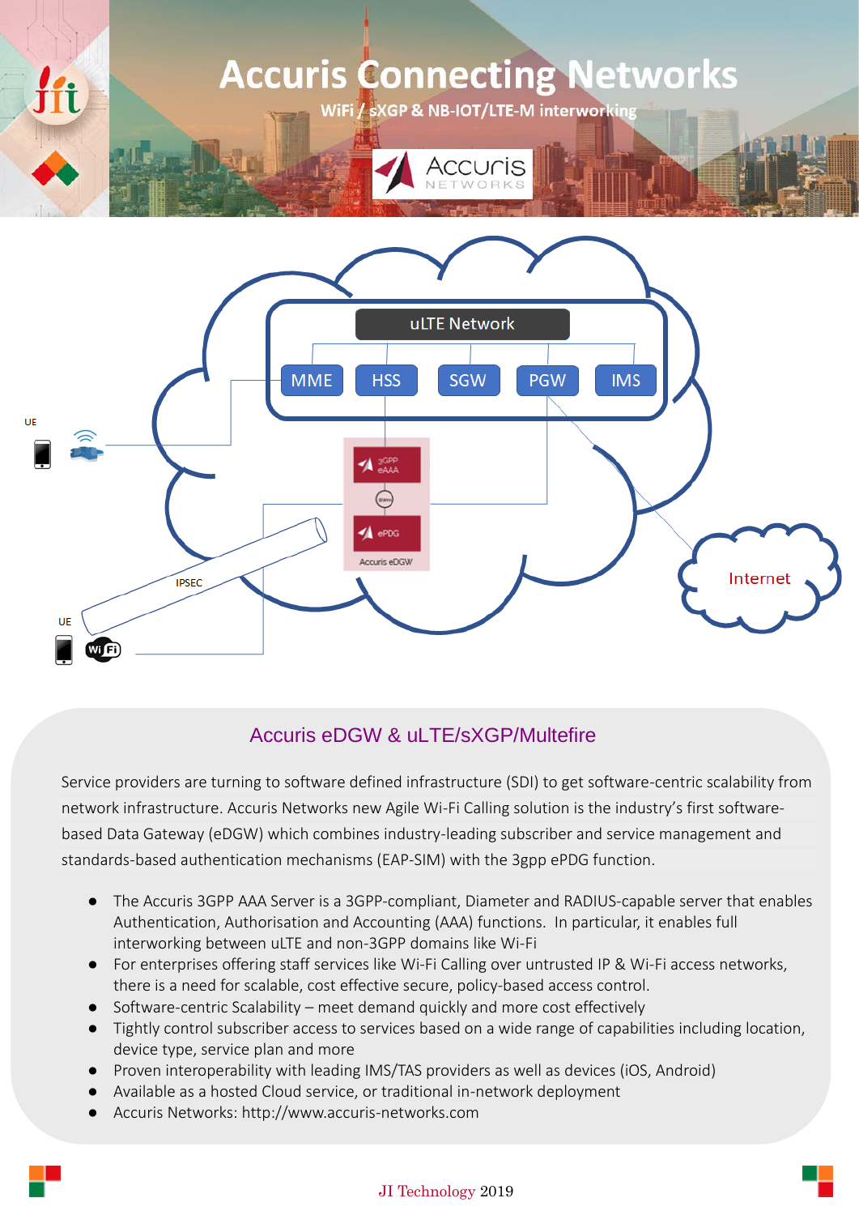# Accuris Connecting Networks

WiFi / sXGP & NB-IOT/LTE-M interworking

uLTE Network

MME

HSS

SGW

PGW

IMS

UE

3GPP eAAA

ePDG

Accuris eDGW

IPSEC

UE

Internet

## Accuris eDGW & uLTE/sXGP/Multefire

Service providers are turning to software defined infrastructure (SDI) to get software-centric scalability from network infrastructure. Accuris Networks new Agile Wi-Fi Calling solution is the industry's first software-based Data Gateway (eDGW) which combines industry-leading subscriber and service management and standards-based authentication mechanisms (EAP-SIM) with the 3gpp ePDG function.

- The Accuris 3GPP AAA Server is a 3GPP-compliant, Diameter and RADIUS-capable server that enables Authentication, Authorisation and Accounting (AAA) functions. In particular, it enables full interworking between uLTE and non-3GPP domains like Wi-Fi
- For enterprises offering staff services like Wi-Fi Calling over untrusted IP & Wi-Fi access networks, there is a need for scalable, cost effective secure, policy-based access control.
- Software-centric Scalability – meet demand quickly and more cost effectively
- Tightly control subscriber access to services based on a wide range of capabilities including location, device type, service plan and more
- Proven interoperability with leading IMS/TAS providers as well as devices (iOS, Android)
- Available as a hosted Cloud service, or traditional in-network deployment
- Accuris Networks: http://www.accuris-networks.com

JI Technology 2019